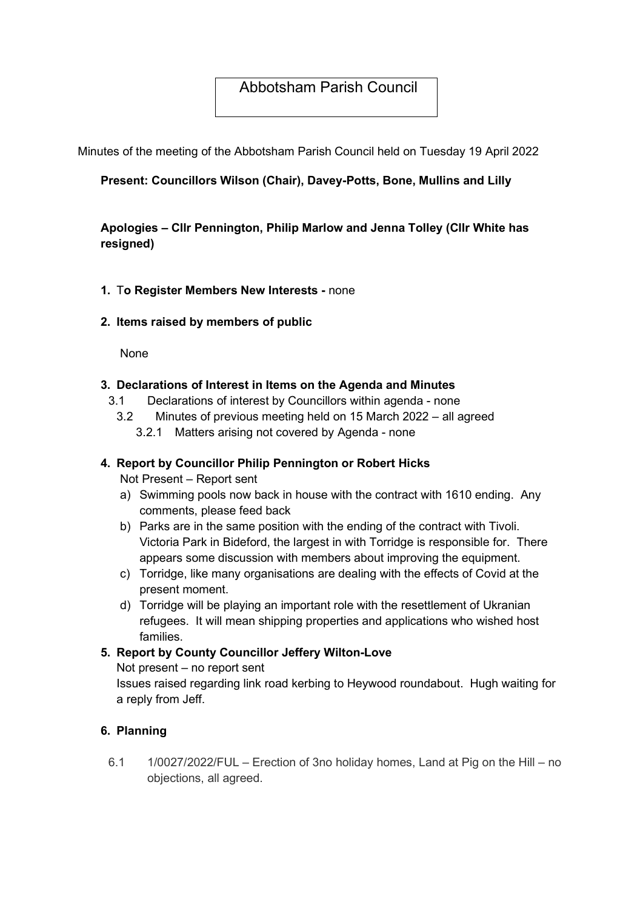# Abbotsham Parish Council

Minutes of the meeting of the Abbotsham Parish Council held on Tuesday 19 April 2022

**Present: Councillors Wilson (Chair), Davey-Potts, Bone, Mullins and Lilly**

**Apologies – Cllr Pennington, Philip Marlow and Jenna Tolley (Cllr White has resigned)**

1. **To Register Members New Interests -** none

2. **Items raised by members of public**

   None

3. **Declarations of Interest in Items on the Agenda and Minutes**
   - 3.1 Declarations of interest by Councillors within agenda - none
   - 3.2 Minutes of previous meeting held on 15 March 2022 – all agreed
     - 3.2.1 Matters arising not covered by Agenda - none

4. **Report by Councillor Philip Pennington or Robert Hicks**

   Not Present – Report sent
   a) Swimming pools now back in house with the contract with 1610 ending. Any comments, please feed back
   b) Parks are in the same position with the ending of the contract with Tivoli. Victoria Park in Bideford, the largest in with Torridge is responsible for. There appears some discussion with members about improving the equipment.
   c) Torridge, like many organisations are dealing with the effects of Covid at the present moment.
   d) Torridge will be playing an important role with the resettlement of Ukranian refugees. It will mean shipping properties and applications who wished host families.

5. **Report by County Councillor Jeffery Wilton-Love**

   Not present – no report sent

   Issues raised regarding link road kerbing to Heywood roundabout. Hugh waiting for a reply from Jeff.

6. **Planning**
   - 6.1 1/0027/2022/FUL – Erection of 3no holiday homes, Land at Pig on the Hill – no objections, all agreed.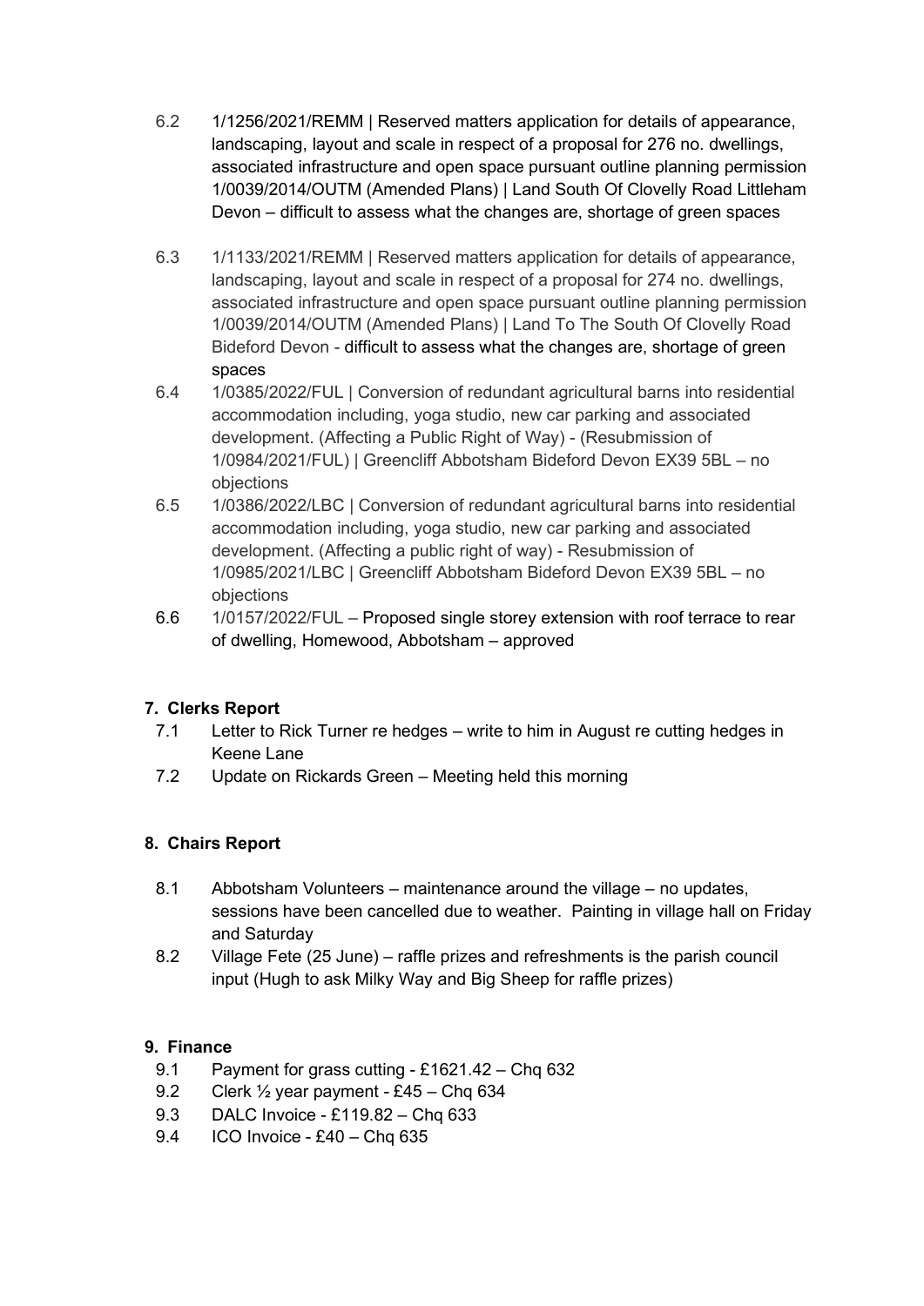6.2 1/1256/2021/REMM | Reserved matters application for details of appearance, landscaping, layout and scale in respect of a proposal for 276 no. dwellings, associated infrastructure and open space pursuant outline planning permission 1/0039/2014/OUTM (Amended Plans) | Land South Of Clovelly Road Littleham Devon – difficult to assess what the changes are, shortage of green spaces

6.3 1/1133/2021/REMM | Reserved matters application for details of appearance, landscaping, layout and scale in respect of a proposal for 274 no. dwellings, associated infrastructure and open space pursuant outline planning permission 1/0039/2014/OUTM (Amended Plans) | Land To The South Of Clovelly Road Bideford Devon - difficult to assess what the changes are, shortage of green spaces

6.4 1/0385/2022/FUL | Conversion of redundant agricultural barns into residential accommodation including, yoga studio, new car parking and associated development. (Affecting a Public Right of Way) - (Resubmission of 1/0984/2021/FUL) | Greencliff Abbotsham Bideford Devon EX39 5BL – no objections

6.5 1/0386/2022/LBC | Conversion of redundant agricultural barns into residential accommodation including, yoga studio, new car parking and associated development. (Affecting a public right of way) - Resubmission of 1/0985/2021/LBC | Greencliff Abbotsham Bideford Devon EX39 5BL – no objections

6.6 1/0157/2022/FUL – Proposed single storey extension with roof terrace to rear of dwelling, Homewood, Abbotsham – approved

**7. Clerks Report**

7.1 Letter to Rick Turner re hedges – write to him in August re cutting hedges in Keene Lane

7.2 Update on Rickards Green – Meeting held this morning

**8. Chairs Report**

8.1 Abbotsham Volunteers – maintenance around the village – no updates, sessions have been cancelled due to weather. Painting in village hall on Friday and Saturday

8.2 Village Fete (25 June) – raffle prizes and refreshments is the parish council input (Hugh to ask Milky Way and Big Sheep for raffle prizes)

**9. Finance**

9.1 Payment for grass cutting - £1621.42 – Chq 632

9.2 Clerk ½ year payment - £45 – Chq 634

9.3 DALC Invoice - £119.82 – Chq 633

9.4 ICO Invoice - £40 – Chq 635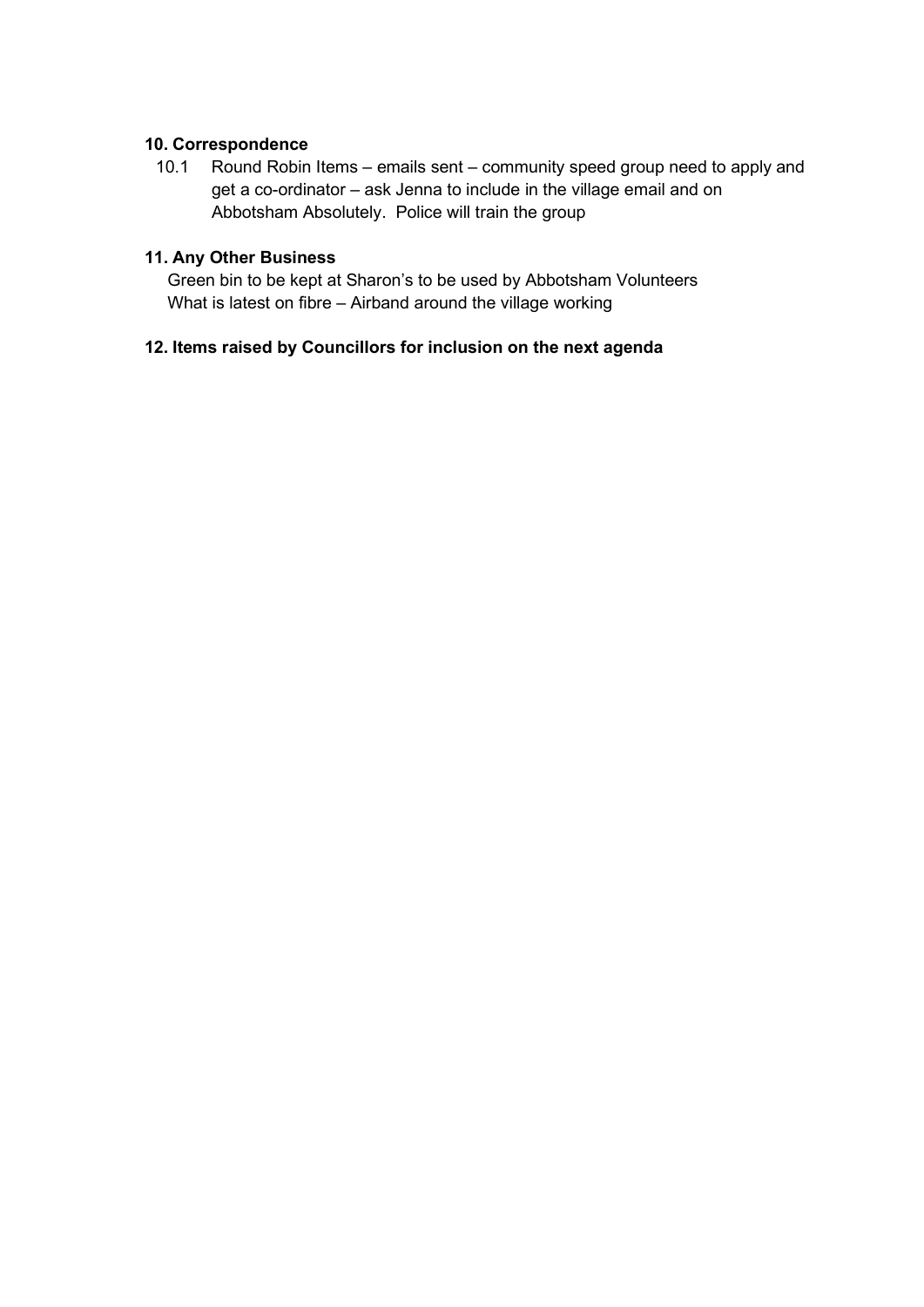**10. Correspondence**

10.1 Round Robin Items – emails sent – community speed group need to apply and get a co-ordinator – ask Jenna to include in the village email and on Abbotsham Absolutely. Police will train the group

**11. Any Other Business**

Green bin to be kept at Sharon's to be used by Abbotsham Volunteers
What is latest on fibre – Airband around the village working

**12. Items raised by Councillors for inclusion on the next agenda**